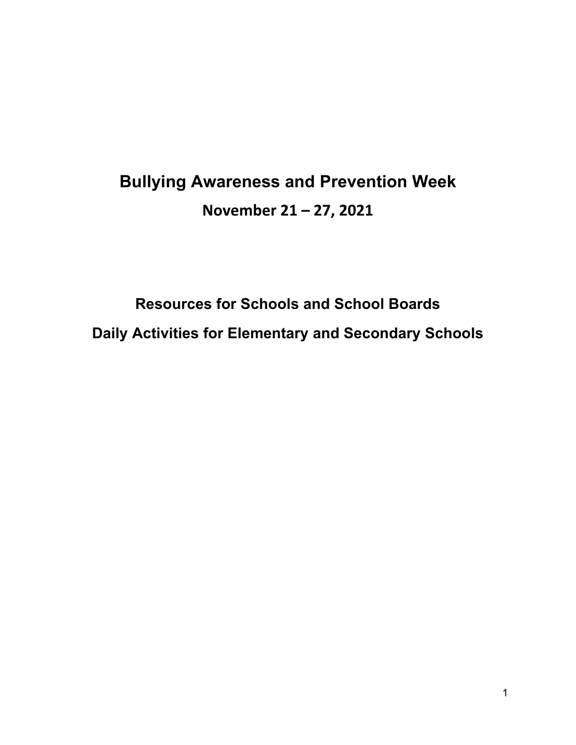# Bullying Awareness and Prevention Week

## November 21 – 27, 2021

## Resources for Schools and School Boards

## Daily Activities for Elementary and Secondary Schools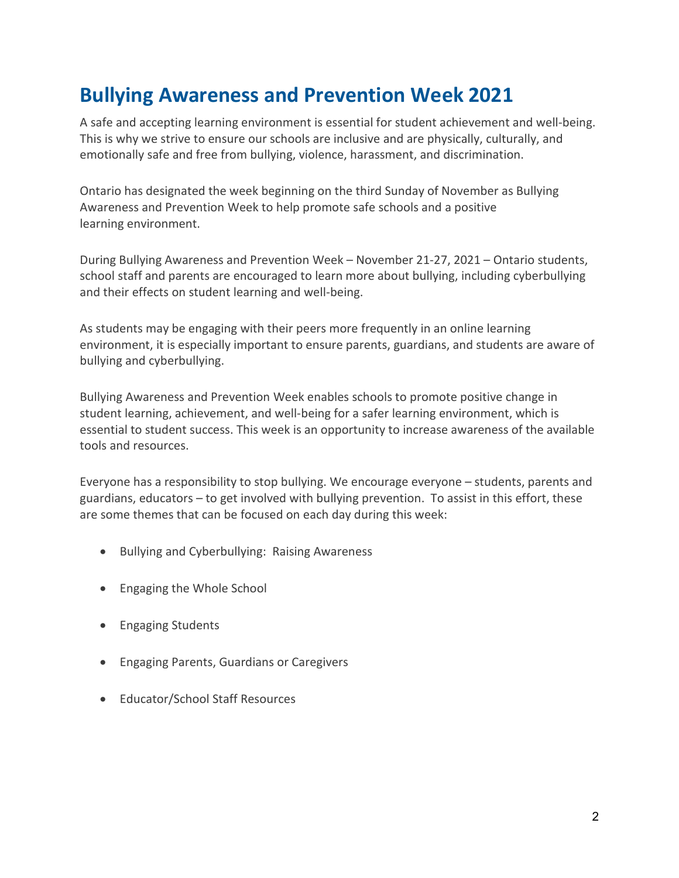# Bullying Awareness and Prevention Week 2021

A safe and accepting learning environment is essential for student achievement and well-being. This is why we strive to ensure our schools are inclusive and are physically, culturally, and emotionally safe and free from bullying, violence, harassment, and discrimination.

Ontario has designated the week beginning on the third Sunday of November as Bullying Awareness and Prevention Week to help promote safe schools and a positive learning environment.

During Bullying Awareness and Prevention Week – November 21-27, 2021 – Ontario students, school staff and parents are encouraged to learn more about bullying, including cyberbullying and their effects on student learning and well-being.

As students may be engaging with their peers more frequently in an online learning environment, it is especially important to ensure parents, guardians, and students are aware of bullying and cyberbullying.

Bullying Awareness and Prevention Week enables schools to promote positive change in student learning, achievement, and well-being for a safer learning environment, which is essential to student success. This week is an opportunity to increase awareness of the available tools and resources.

Everyone has a responsibility to stop bullying. We encourage everyone – students, parents and guardians, educators – to get involved with bullying prevention. To assist in this effort, these are some themes that can be focused on each day during this week:

- Bullying and Cyberbullying: Raising Awareness
- Engaging the Whole School
- Engaging Students
- Engaging Parents, Guardians or Caregivers
- Educator/School Staff Resources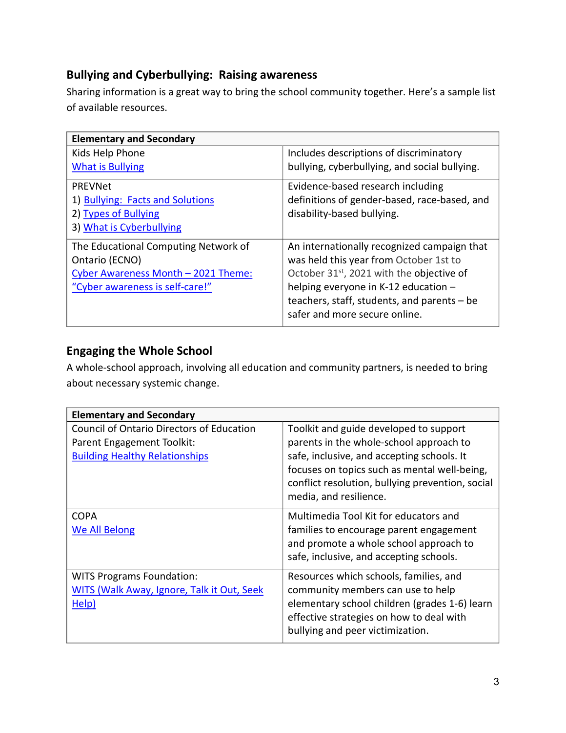## Bullying and Cyberbullying: Raising awareness

Sharing information is a great way to bring the school community together. Here's a sample list of available resources.

| Elementary and Secondary | |
|---|---|
| Kids Help Phone<br>What is Bullying | Includes descriptions of discriminatory bullying, cyberbullying, and social bullying. |
| PREVNet<br>1) Bullying: Facts and Solutions<br>2) Types of Bullying<br>3) What is Cyberbullying | Evidence-based research including definitions of gender-based, race-based, and disability-based bullying. |
| The Educational Computing Network of Ontario (ECNO)<br>Cyber Awareness Month – 2021 Theme: "Cyber awareness is self-care!" | An internationally recognized campaign that was held this year from October 1st to October 31st, 2021 with the objective of helping everyone in K-12 education – teachers, staff, students, and parents – be safer and more secure online. |

## Engaging the Whole School

A whole-school approach, involving all education and community partners, is needed to bring about necessary systemic change.

| Elementary and Secondary | |
|---|---|
| Council of Ontario Directors of Education Parent Engagement Toolkit:<br>Building Healthy Relationships | Toolkit and guide developed to support parents in the whole-school approach to safe, inclusive, and accepting schools. It focuses on topics such as mental well-being, conflict resolution, bullying prevention, social media, and resilience. |
| COPA<br>We All Belong | Multimedia Tool Kit for educators and families to encourage parent engagement and promote a whole school approach to safe, inclusive, and accepting schools. |
| WITS Programs Foundation:<br>WITS (Walk Away, Ignore, Talk it Out, Seek Help) | Resources which schools, families, and community members can use to help elementary school children (grades 1-6) learn effective strategies on how to deal with bullying and peer victimization. |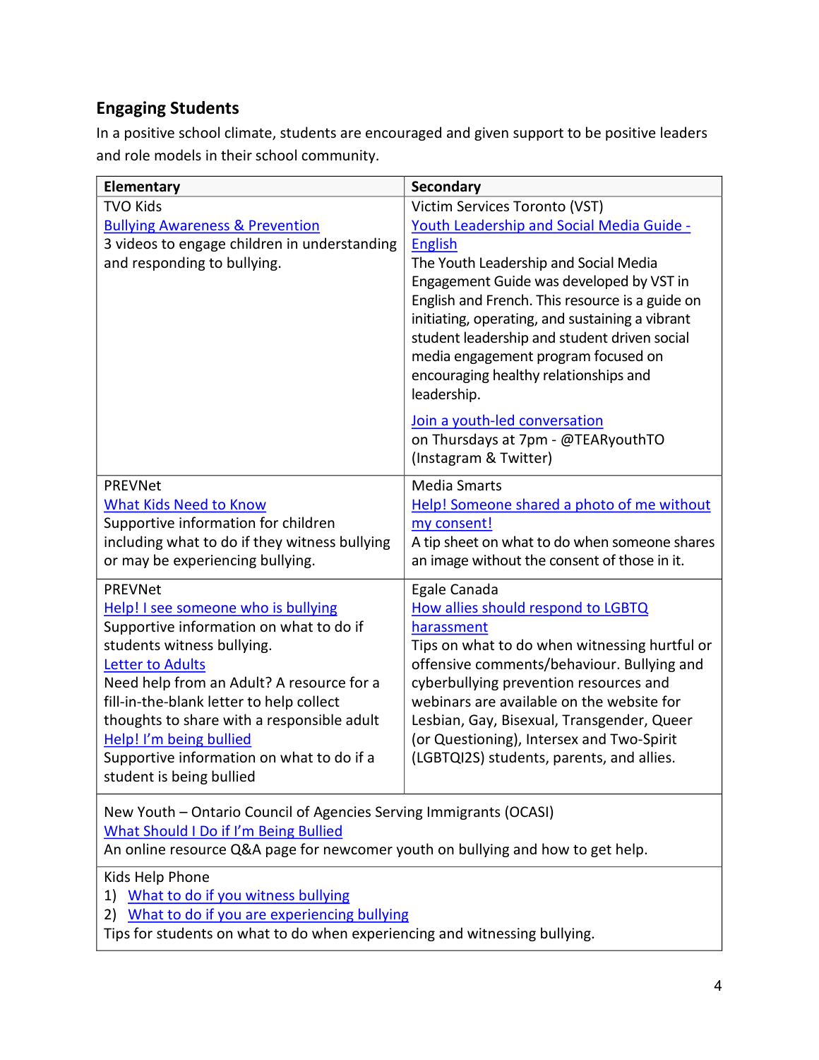## Engaging Students

In a positive school climate, students are encouraged and given support to be positive leaders and role models in their school community.

| Elementary | Secondary |
|---|---|
| TVO Kids<br>Bullying Awareness & Prevention<br>3 videos to engage children in understanding and responding to bullying. | Victim Services Toronto (VST)<br>Youth Leadership and Social Media Guide - English<br>The Youth Leadership and Social Media Engagement Guide was developed by VST in English and French. This resource is a guide on initiating, operating, and sustaining a vibrant student leadership and student driven social media engagement program focused on encouraging healthy relationships and leadership.<br><br>Join a youth-led conversation on Thursdays at 7pm - @TEARyouthTO (Instagram & Twitter) |
| PREVNet<br>What Kids Need to Know<br>Supportive information for children including what to do if they witness bullying or may be experiencing bullying. | Media Smarts<br>Help! Someone shared a photo of me without my consent!<br>A tip sheet on what to do when someone shares an image without the consent of those in it. |
| PREVNet<br>Help! I see someone who is bullying<br>Supportive information on what to do if students witness bullying.<br>Letter to Adults<br>Need help from an Adult? A resource for a fill-in-the-blank letter to help collect thoughts to share with a responsible adult<br>Help! I'm being bullied<br>Supportive information on what to do if a student is being bullied | Egale Canada<br>How allies should respond to LGBTQ harassment<br>Tips on what to do when witnessing hurtful or offensive comments/behaviour. Bullying and cyberbullying prevention resources and webinars are available on the website for Lesbian, Gay, Bisexual, Transgender, Queer (or Questioning), Intersex and Two-Spirit (LGBTQI2S) students, parents, and allies. |
| New Youth – Ontario Council of Agencies Serving Immigrants (OCASI)<br>What Should I Do if I'm Being Bullied<br>An online resource Q&A page for newcomer youth on bullying and how to get help. | |
| Kids Help Phone<br>1) What to do if you witness bullying<br>2) What to do if you are experiencing bullying<br>Tips for students on what to do when experiencing and witnessing bullying. | |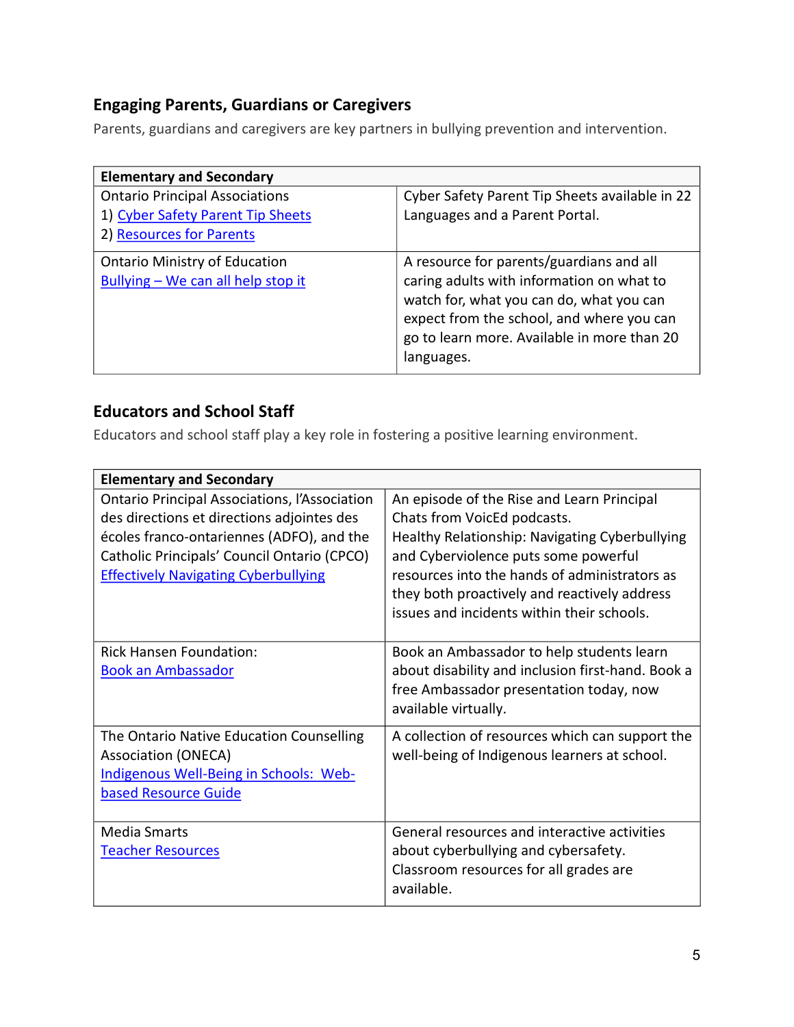## Engaging Parents, Guardians or Caregivers

Parents, guardians and caregivers are key partners in bullying prevention and intervention.

| Elementary and Secondary | |
|---|---|
| Ontario Principal Associations<br>1) Cyber Safety Parent Tip Sheets<br>2) Resources for Parents | Cyber Safety Parent Tip Sheets available in 22 Languages and a Parent Portal. |
| Ontario Ministry of Education<br>Bullying – We can all help stop it | A resource for parents/guardians and all caring adults with information on what to watch for, what you can do, what you can expect from the school, and where you can go to learn more. Available in more than 20 languages. |

## Educators and School Staff

Educators and school staff play a key role in fostering a positive learning environment.

| Elementary and Secondary | |
|---|---|
| Ontario Principal Associations, l'Association des directions et directions adjointes des écoles franco-ontariennes (ADFO), and the Catholic Principals' Council Ontario (CPCO)<br>Effectively Navigating Cyberbullying | An episode of the Rise and Learn Principal Chats from VoicEd podcasts.<br>Healthy Relationship: Navigating Cyberbullying and Cyberviolence puts some powerful resources into the hands of administrators as they both proactively and reactively address issues and incidents within their schools. |
| Rick Hansen Foundation:<br>Book an Ambassador | Book an Ambassador to help students learn about disability and inclusion first-hand. Book a free Ambassador presentation today, now available virtually. |
| The Ontario Native Education Counselling Association (ONECA)<br>Indigenous Well-Being in Schools: Web-based Resource Guide | A collection of resources which can support the well-being of Indigenous learners at school. |
| Media Smarts<br>Teacher Resources | General resources and interactive activities about cyberbullying and cybersafety. Classroom resources for all grades are available. |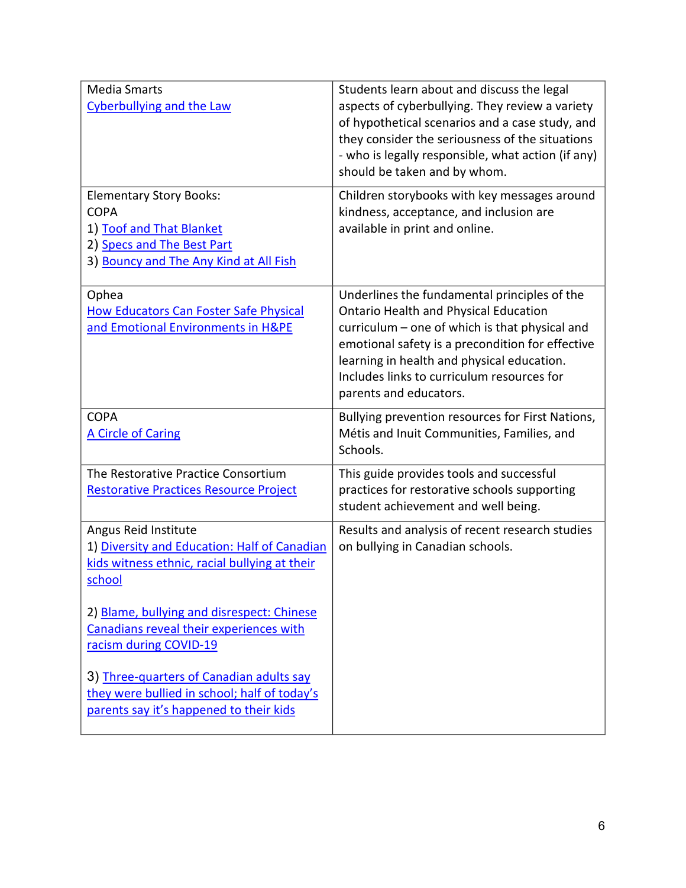| | |
|---|---|
| Media Smarts<br>Cyberbullying and the Law | Students learn about and discuss the legal aspects of cyberbullying. They review a variety of hypothetical scenarios and a case study, and they consider the seriousness of the situations - who is legally responsible, what action (if any) should be taken and by whom. |
| Elementary Story Books:<br>COPA<br>1) Toof and That Blanket<br>2) Specs and The Best Part<br>3) Bouncy and The Any Kind at All Fish | Children storybooks with key messages around kindness, acceptance, and inclusion are available in print and online. |
| Ophea<br>How Educators Can Foster Safe Physical and Emotional Environments in H&PE | Underlines the fundamental principles of the Ontario Health and Physical Education curriculum – one of which is that physical and emotional safety is a precondition for effective learning in health and physical education. Includes links to curriculum resources for parents and educators. |
| COPA<br>A Circle of Caring | Bullying prevention resources for First Nations, Métis and Inuit Communities, Families, and Schools. |
| The Restorative Practice Consortium<br>Restorative Practices Resource Project | This guide provides tools and successful practices for restorative schools supporting student achievement and well being. |
| Angus Reid Institute<br>1) Diversity and Education: Half of Canadian kids witness ethnic, racial bullying at their school<br><br>2) Blame, bullying and disrespect: Chinese Canadians reveal their experiences with racism during COVID-19<br><br>3) Three-quarters of Canadian adults say they were bullied in school; half of today's parents say it's happened to their kids | Results and analysis of recent research studies on bullying in Canadian schools. |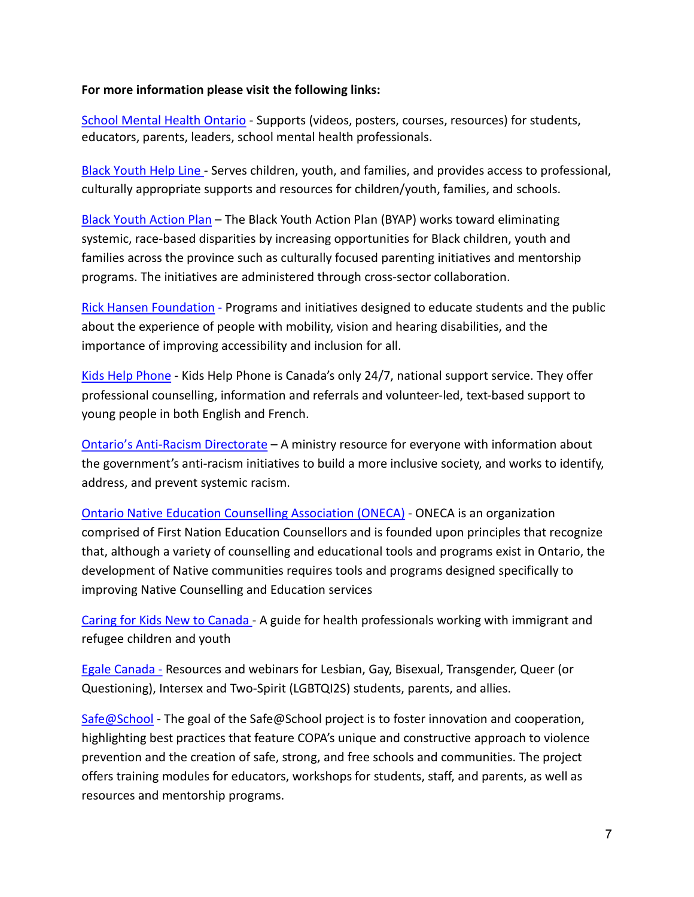**For more information please visit the following links:**

School Mental Health Ontario - Supports (videos, posters, courses, resources) for students, educators, parents, leaders, school mental health professionals.

Black Youth Help Line - Serves children, youth, and families, and provides access to professional, culturally appropriate supports and resources for children/youth, families, and schools.

Black Youth Action Plan – The Black Youth Action Plan (BYAP) works toward eliminating systemic, race-based disparities by increasing opportunities for Black children, youth and families across the province such as culturally focused parenting initiatives and mentorship programs. The initiatives are administered through cross-sector collaboration.

Rick Hansen Foundation - Programs and initiatives designed to educate students and the public about the experience of people with mobility, vision and hearing disabilities, and the importance of improving accessibility and inclusion for all.

Kids Help Phone - Kids Help Phone is Canada's only 24/7, national support service. They offer professional counselling, information and referrals and volunteer-led, text-based support to young people in both English and French.

Ontario's Anti-Racism Directorate – A ministry resource for everyone with information about the government's anti-racism initiatives to build a more inclusive society, and works to identify, address, and prevent systemic racism.

Ontario Native Education Counselling Association (ONECA) - ONECA is an organization comprised of First Nation Education Counsellors and is founded upon principles that recognize that, although a variety of counselling and educational tools and programs exist in Ontario, the development of Native communities requires tools and programs designed specifically to improving Native Counselling and Education services

Caring for Kids New to Canada - A guide for health professionals working with immigrant and refugee children and youth

Egale Canada - Resources and webinars for Lesbian, Gay, Bisexual, Transgender, Queer (or Questioning), Intersex and Two-Spirit (LGBTQI2S) students, parents, and allies.

Safe@School - The goal of the Safe@School project is to foster innovation and cooperation, highlighting best practices that feature COPA's unique and constructive approach to violence prevention and the creation of safe, strong, and free schools and communities. The project offers training modules for educators, workshops for students, staff, and parents, as well as resources and mentorship programs.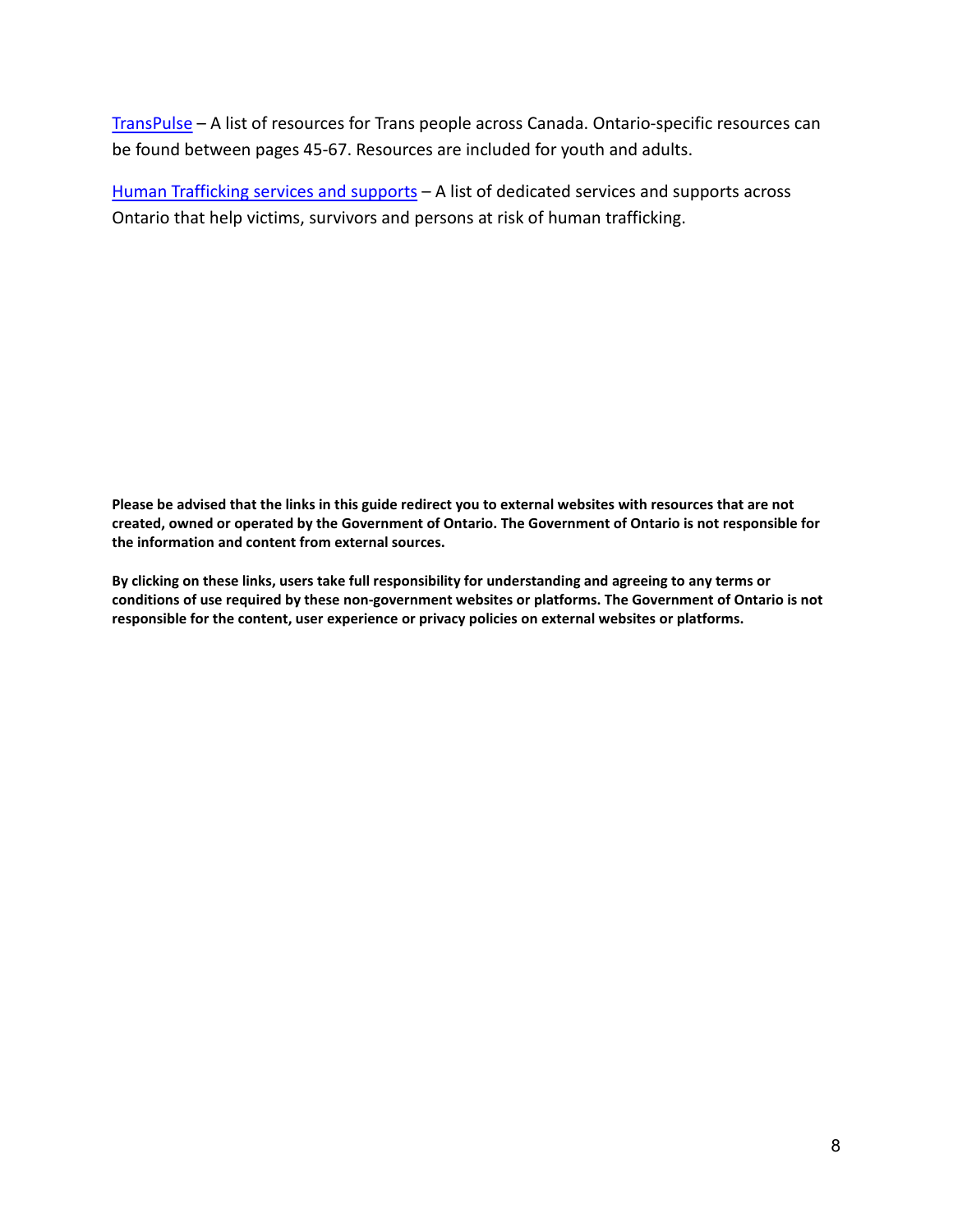TransPulse – A list of resources for Trans people across Canada. Ontario-specific resources can be found between pages 45-67. Resources are included for youth and adults.

Human Trafficking services and supports – A list of dedicated services and supports across Ontario that help victims, survivors and persons at risk of human trafficking.

**Please be advised that the links in this guide redirect you to external websites with resources that are not created, owned or operated by the Government of Ontario. The Government of Ontario is not responsible for the information and content from external sources.**

**By clicking on these links, users take full responsibility for understanding and agreeing to any terms or conditions of use required by these non-government websites or platforms. The Government of Ontario is not responsible for the content, user experience or privacy policies on external websites or platforms.**